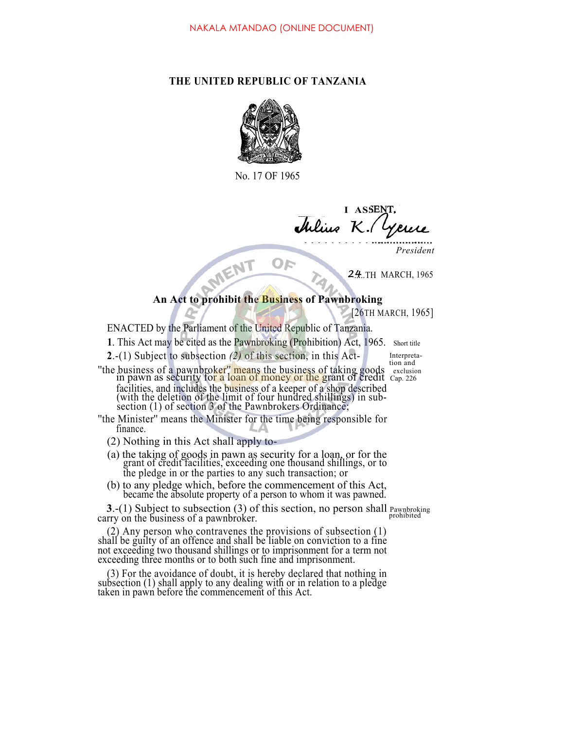NAKALA MTANDAO (ONLINE DOCUMENT)

# THE UNITED REPUBLIC OF TANZANIA

No. 17 OF 1965

I ASSENT,

Julius K. Nyerere

*President*

24TH MARCH, 1965

## An Act to prohibit the Business of Pawnbroking

[26TH MARCH, 1965]

ENACTED by the Parliament of the United Republic of Tanzania.

**1**. This Act may be cited as the Pawnbroking (Prohibition) Act, 1965. *Short title*

**2**.-(1) Subject to subsection *(2)* of this section, in this Act- *Interpretation and exclusion Cap. 226*

"the business of a pawnbroker" means the business of taking goods in pawn as security for a loan of money or the grant of credit facilities, and includes the business of a keeper of a shop described (with the deletion of the limit of four hundred shillings) in subsection (1) of section 3 of the Pawnbrokers Ordinance;

"the Minister" means the Minister for the time being responsible for finance.

(2) Nothing in this Act shall apply to-

(a) the taking of goods in pawn as security for a loan, or for the grant of credit facilities, exceeding one thousand shillings, or to the pledge in or the parties to any such transaction; or

(b) to any pledge which, before the commencement of this Act, became the absolute property of a person to whom it was pawned.

**3**.-(1) Subject to subsection (3) of this section, no person shall carry on the business of a pawnbroker. *Pawnbroking prohibited*

(2) Any person who contravenes the provisions of subsection (1) shall be guilty of an offence and shall be liable on conviction to a fine not exceeding two thousand shillings or to imprisonment for a term not exceeding three months or to both such fine and imprisonment.

(3) For the avoidance of doubt, it is hereby declared that nothing in subsection (1) shall apply to any dealing with or in relation to a pledge taken in pawn before the commencement of this Act.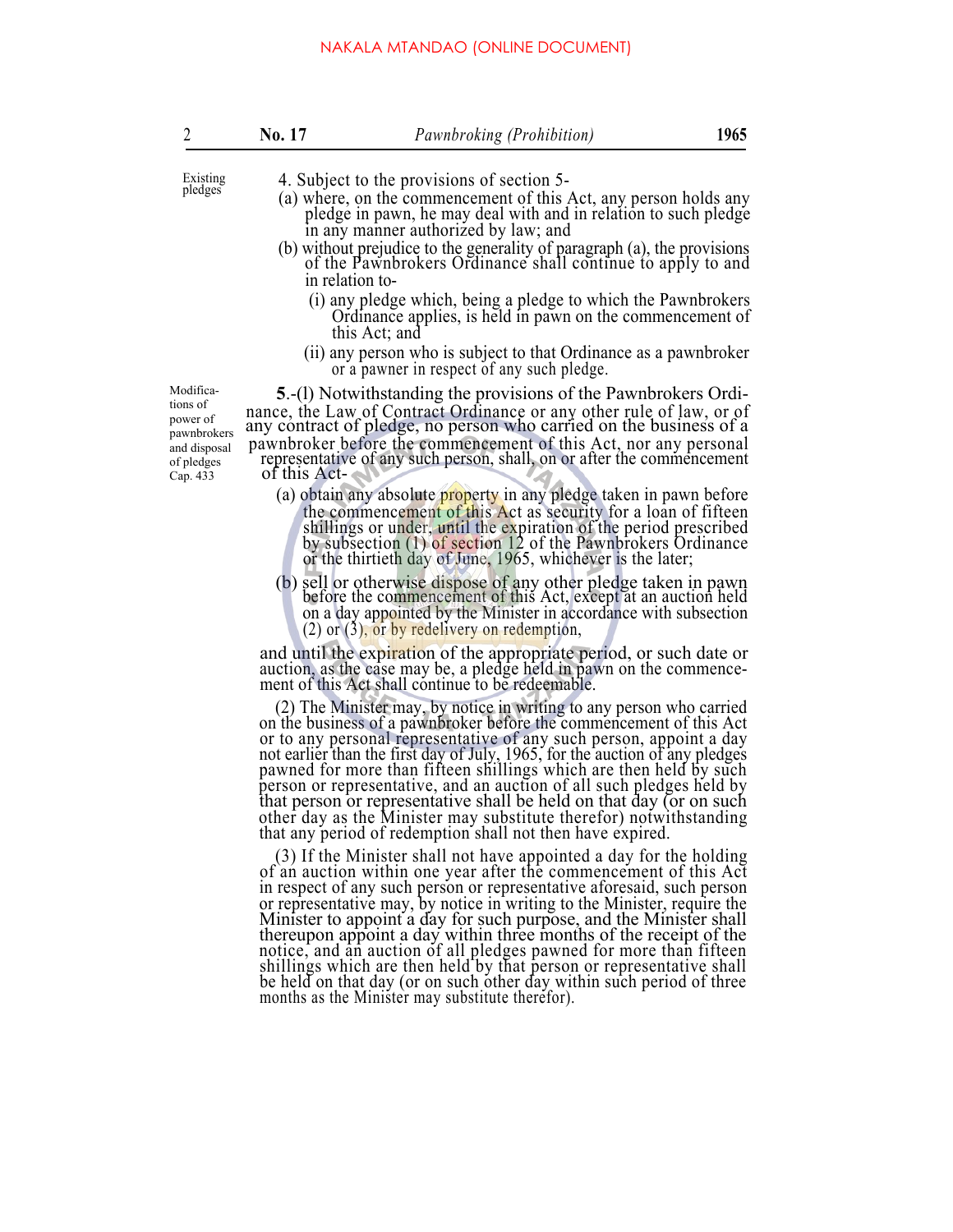Existing pledges

4. Subject to the provisions of section 5-

(a) where, on the commencement of this Act, any person holds any pledge in pawn, he may deal with and in relation to such pledge in any manner authorized by law; and

(b) without prejudice to the generality of paragraph (a), the provisions of the Pawnbrokers Ordinance shall continue to apply to and in relation to-

(i) any pledge which, being a pledge to which the Pawnbrokers Ordinance applies, is held in pawn on the commencement of this Act; and

(ii) any person who is subject to that Ordinance as a pawnbroker or a pawner in respect of any such pledge.

Modifications of power of pawnbrokers and disposal of pledges Cap. 433

**5**.-(l) Notwithstanding the provisions of the Pawnbrokers Ordinance, the Law of Contract Ordinance or any other rule of law, or of any contract of pledge, no person who carried on the business of a pawnbroker before the commencement of this Act, nor any personal representative of any such person, shall, on or after the commencement of this Act-

(a) obtain any absolute property in any pledge taken in pawn before the commencement of this Act as security for a loan of fifteen shillings or under, until the expiration of the period prescribed by subsection (1) of section 12 of the Pawnbrokers Ordinance or the thirtieth day of June, 1965, whichever is the later;

(b) sell or otherwise dispose of any other pledge taken in pawn before the commencement of this Act, except at an auction held on a day appointed by the Minister in accordance with subsection (2) or (3), or by redelivery on redemption,

and until the expiration of the appropriate period, or such date or auction, as the case may be, a pledge held in pawn on the commencement of this Act shall continue to be redeemable.

(2) The Minister may, by notice in writing to any person who carried on the business of a pawnbroker before the commencement of this Act or to any personal representative of any such person, appoint a day not earlier than the first day of July, 1965, for the auction of any pledges pawned for more than fifteen shillings which are then held by such person or representative, and an auction of all such pledges held by that person or representative shall be held on that day (or on such other day as the Minister may substitute therefor) notwithstanding that any period of redemption shall not then have expired.

(3) If the Minister shall not have appointed a day for the holding of an auction within one year after the commencement of this Act in respect of any such person or representative aforesaid, such person or representative may, by notice in writing to the Minister, require the Minister to appoint a day for such purpose, and the Minister shall thereupon appoint a day within three months of the receipt of the notice, and an auction of all pledges pawned for more than fifteen shillings which are then held by that person or representative shall be held on that day (or on such other day within such period of three months as the Minister may substitute therefor).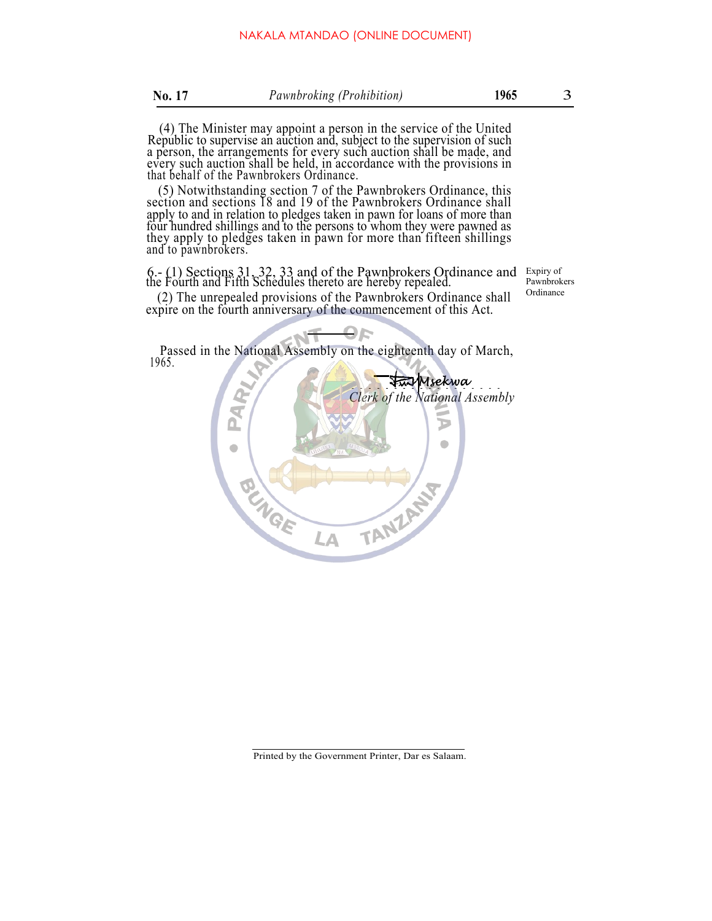(4) The Minister may appoint a person in the service of the United Republic to supervise an auction and, subject to the supervision of such a person, the arrangements for every such auction shall be made, and every such auction shall be held, in accordance with the provisions in that behalf of the Pawnbrokers Ordinance.

(5) Notwithstanding section 7 of the Pawnbrokers Ordinance, this section and sections 18 and 19 of the Pawnbrokers Ordinance shall apply to and in relation to pledges taken in pawn for loans of more than four hundred shillings and to the persons to whom they were pawned as they apply to pledges taken in pawn for more than fifteen shillings and to pawnbrokers.

Expiry of Pawnbrokers Ordinance

6.- (1) Sections 31, 32, 33 and of the Pawnbrokers Ordinance and the Fourth and Fifth Schedules thereto are hereby repealed.

(2) The unrepealed provisions of the Pawnbrokers Ordinance shall expire on the fourth anniversary of the commencement of this Act.

---

Passed in the National Assembly on the eighteenth day of March, 1965.

Msekwa

*Clerk of the National Assembly*

Printed by the Government Printer, Dar es Salaam.